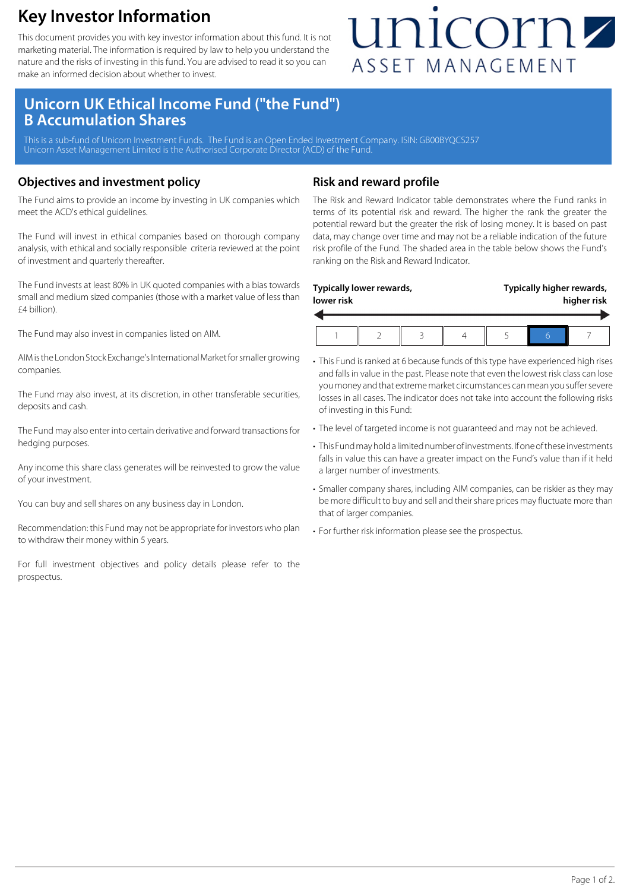# Key Investor Information

This document provides you with key investor information about this fund. It is not marketing material. The information is required by law to help you understand the nature and the risks of investing in this fund. You are advised to read it so you can make an informed decision about whether to invest.

unicorn ASSET MANAGEMENT

## Unicorn UK Ethical Income Fund ("the Fund")
## B Accumulation Shares

This is a sub-fund of Unicorn Investment Funds. The Fund is an Open Ended Investment Company. ISIN: GB00BYQCS257
Unicorn Asset Management Limited is the Authorised Corporate Director (ACD) of the Fund.

## Objectives and investment policy

The Fund aims to provide an income by investing in UK companies which meet the ACD's ethical guidelines.

The Fund will invest in ethical companies based on thorough company analysis, with ethical and socially responsible criteria reviewed at the point of investment and quarterly thereafter.

The Fund invests at least 80% in UK quoted companies with a bias towards small and medium sized companies (those with a market value of less than £4 billion).

The Fund may also invest in companies listed on AIM.

AIM is the London Stock Exchange's International Market for smaller growing companies.

The Fund may also invest, at its discretion, in other transferable securities, deposits and cash.

The Fund may also enter into certain derivative and forward transactions for hedging purposes.

Any income this share class generates will be reinvested to grow the value of your investment.

You can buy and sell shares on any business day in London.

Recommendation: this Fund may not be appropriate for investors who plan to withdraw their money within 5 years.

For full investment objectives and policy details please refer to the prospectus.

## Risk and reward profile

The Risk and Reward Indicator table demonstrates where the Fund ranks in terms of its potential risk and reward. The higher the rank the greater the potential reward but the greater the risk of losing money. It is based on past data, may change over time and may not be a reliable indication of the future risk profile of the Fund. The shaded area in the table below shows the Fund's ranking on the Risk and Reward Indicator.

**Typically lower rewards, lower risk** ← → **Typically higher rewards, higher risk**

| 1 | 2 | 3 | 4 | 5 | **6** | 7 |
|---|---|---|---|---|---|---|

- This Fund is ranked at 6 because funds of this type have experienced high rises and falls in value in the past. Please note that even the lowest risk class can lose you money and that extreme market circumstances can mean you suffer severe losses in all cases. The indicator does not take into account the following risks of investing in this Fund:
- The level of targeted income is not guaranteed and may not be achieved.
- This Fund may hold a limited number of investments. If one of these investments falls in value this can have a greater impact on the Fund's value than if it held a larger number of investments.
- Smaller company shares, including AIM companies, can be riskier as they may be more difficult to buy and sell and their share prices may fluctuate more than that of larger companies.
- For further risk information please see the prospectus.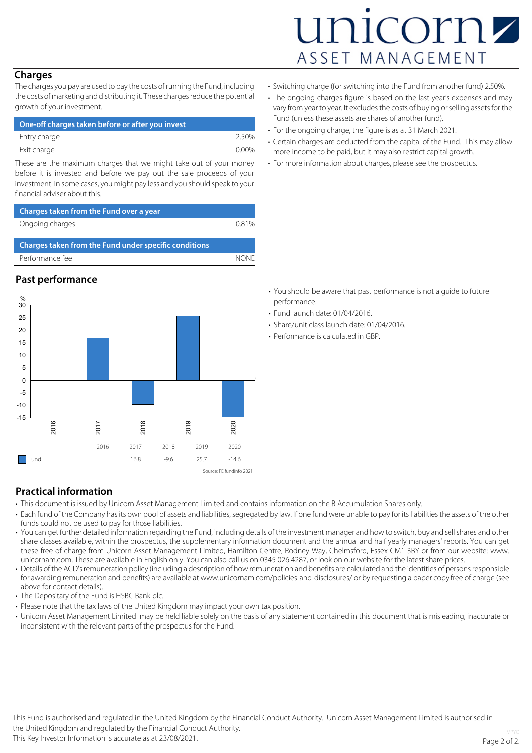## Charges

The charges you pay are used to pay the costs of running the Fund, including the costs of marketing and distributing it. These charges reduce the potential growth of your investment.

| One-off charges taken before or after you invest | |
|---|---|
| Entry charge | 2.50% |
| Exit charge | 0.00% |

These are the maximum charges that we might take out of your money before it is invested and before we pay out the sale proceeds of your investment. In some cases, you might pay less and you should speak to your financial adviser about this.

| Charges taken from the Fund over a year | |
|---|---|
| Ongoing charges | 0.81% |

| Charges taken from the Fund under specific conditions | |
|---|---|
| Performance fee | NONE |

- Switching charge (for switching into the Fund from another fund) 2.50%.
- The ongoing charges figure is based on the last year's expenses and may vary from year to year. It excludes the costs of buying or selling assets for the Fund (unless these assets are shares of another fund).
- For the ongoing charge, the figure is as at 31 March 2021.
- Certain charges are deducted from the capital of the Fund. This may allow more income to be paid, but it may also restrict capital growth.
- For more information about charges, please see the prospectus.

## Past performance

%
30
25
20
15
10
5
0
-5
-10
-15

2016 2017 2018 2019 2020

2016 2017 2018 2019 2020
Fund 16.8 -9.6 25.7 -14.6

Source: FE fundinfo 2021

- You should be aware that past performance is not a guide to future performance.
- Fund launch date: 01/04/2016.
- Share/unit class launch date: 01/04/2016.
- Performance is calculated in GBP.

## Practical information

- This document is issued by Unicorn Asset Management Limited and contains information on the B Accumulation Shares only.
- Each fund of the Company has its own pool of assets and liabilities, segregated by law. If one fund were unable to pay for its liabilities the assets of the other funds could not be used to pay for those liabilities.
- You can get further detailed information regarding the Fund, including details of the investment manager and how to switch, buy and sell shares and other share classes available, within the prospectus, the supplementary information document and the annual and half yearly managers' reports. You can get these free of charge from Unicorn Asset Management Limited, Hamilton Centre, Rodney Way, Chelmsford, Essex CM1 3BY or from our website: www.unicornam.com. These are available in English only. You can also call us on 0345 026 4287, or look on our website for the latest share prices.
- Details of the ACD's remuneration policy (including a description of how remuneration and benefits are calculated and the identities of persons responsible for awarding remuneration and benefits) are available at www.unicornam.com/policies-and-disclosures/ or by requesting a paper copy free of charge (see above for contact details).
- The Depositary of the Fund is HSBC Bank plc.
- Please note that the tax laws of the United Kingdom may impact your own tax position.
- Unicorn Asset Management Limited may be held liable solely on the basis of any statement contained in this document that is misleading, inaccurate or inconsistent with the relevant parts of the prospectus for the Fund.

This Fund is authorised and regulated in the United Kingdom by the Financial Conduct Authority. Unicorn Asset Management Limited is authorised in the United Kingdom and regulated by the Financial Conduct Authority.
This Key Investor Information is accurate as at 23/08/2021.